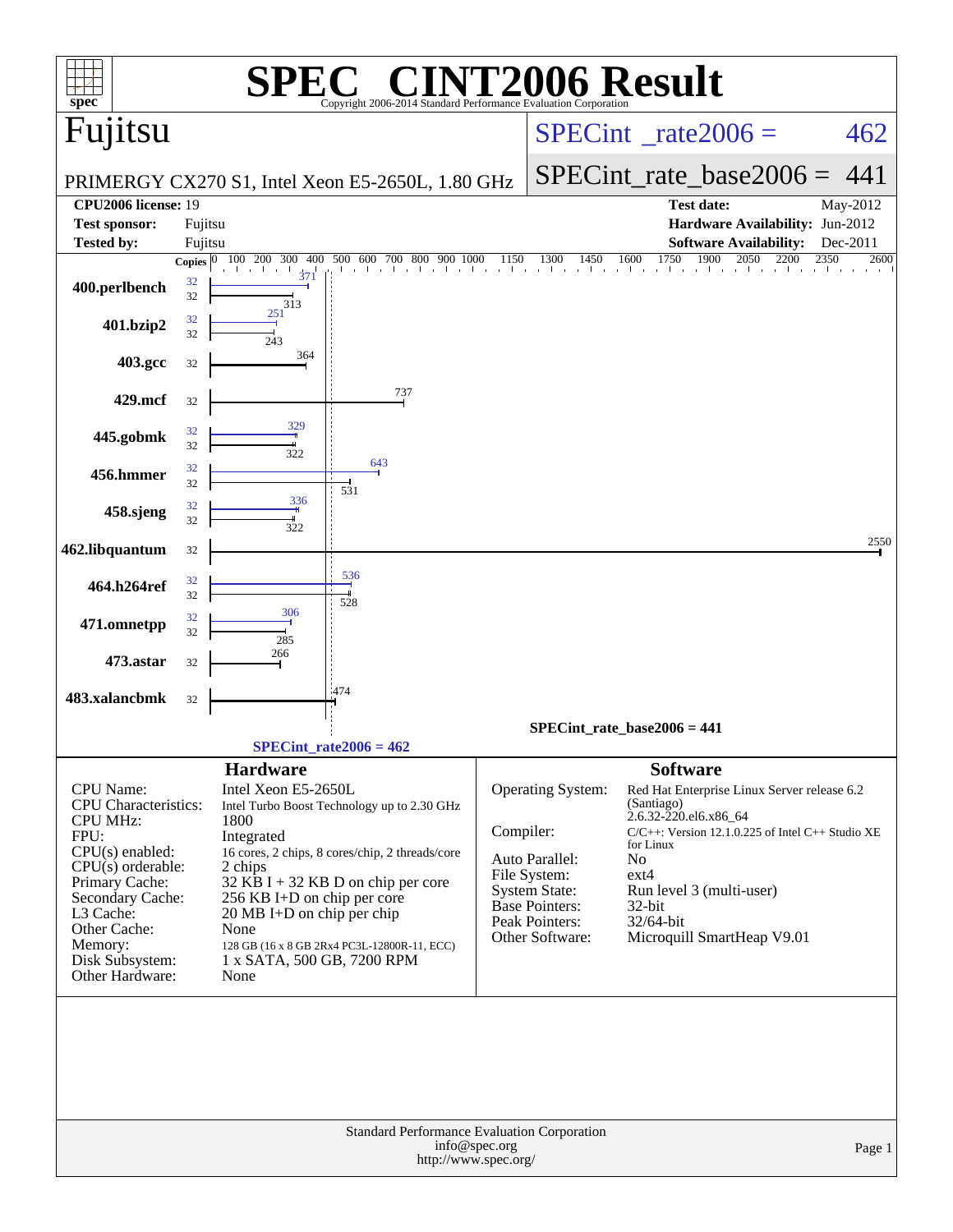# SPEC® CINT2006 Result

Copyright 2006-2014 Standard Performance Evaluation Corporation

## Fujitsu

PRIMERGY CX270 S1, Intel Xeon E5-2650L, 1.80 GHz

**SPECint_rate2006 = 462**

**SPECint_rate_base2006 = 441**

| | | | |
|---|---|---|---|
| **CPU2006 license:** | 19 | **Test date:** | May-2012 |
| **Test sponsor:** | Fujitsu | **Hardware Availability:** | Jun-2012 |
| **Tested by:** | Fujitsu | **Software Availability:** | Dec-2011 |

| Benchmark | Copies (peak) | Peak | Copies (base) | Base |
|---|---|---|---|---|
| 400.perlbench | 32 | 371 | 32 | 313 |
| 401.bzip2 | 32 | 251 | 32 | 243 |
| 403.gcc | | | 32 | 364 |
| 429.mcf | | | 32 | 737 |
| 445.gobmk | 32 | 329 | 32 | 322 |
| 456.hmmer | 32 | 643 | 32 | 531 |
| 458.sjeng | 32 | 336 | 32 | 322 |
| 462.libquantum | | | 32 | 2550 |
| 464.h264ref | 32 | 536 | 32 | 528 |
| 471.omnetpp | 32 | 306 | 32 | 285 |
| 473.astar | | | 32 | 266 |
| 483.xalancbmk | | | 32 | 474 |

SPECint_rate_base2006 = 441

SPECint_rate2006 = 462

### Hardware

| | |
|---|---|
| CPU Name: | Intel Xeon E5-2650L |
| CPU Characteristics: | Intel Turbo Boost Technology up to 2.30 GHz |
| CPU MHz: | 1800 |
| FPU: | Integrated |
| CPU(s) enabled: | 16 cores, 2 chips, 8 cores/chip, 2 threads/core |
| CPU(s) orderable: | 2 chips |
| Primary Cache: | 32 KB I + 32 KB D on chip per core |
| Secondary Cache: | 256 KB I+D on chip per core |
| L3 Cache: | 20 MB I+D on chip per chip |
| Other Cache: | None |
| Memory: | 128 GB (16 x 8 GB 2Rx4 PC3L-12800R-11, ECC) |
| Disk Subsystem: | 1 x SATA, 500 GB, 7200 RPM |
| Other Hardware: | None |

### Software

| | |
|---|---|
| Operating System: | Red Hat Enterprise Linux Server release 6.2 (Santiago) 2.6.32-220.el6.x86_64 |
| Compiler: | C/C++: Version 12.1.0.225 of Intel C++ Studio XE for Linux |
| Auto Parallel: | No |
| File System: | ext4 |
| System State: | Run level 3 (multi-user) |
| Base Pointers: | 32-bit |
| Peak Pointers: | 32/64-bit |
| Other Software: | Microquill SmartHeap V9.01 |

Standard Performance Evaluation Corporation
info@spec.org
http://www.spec.org/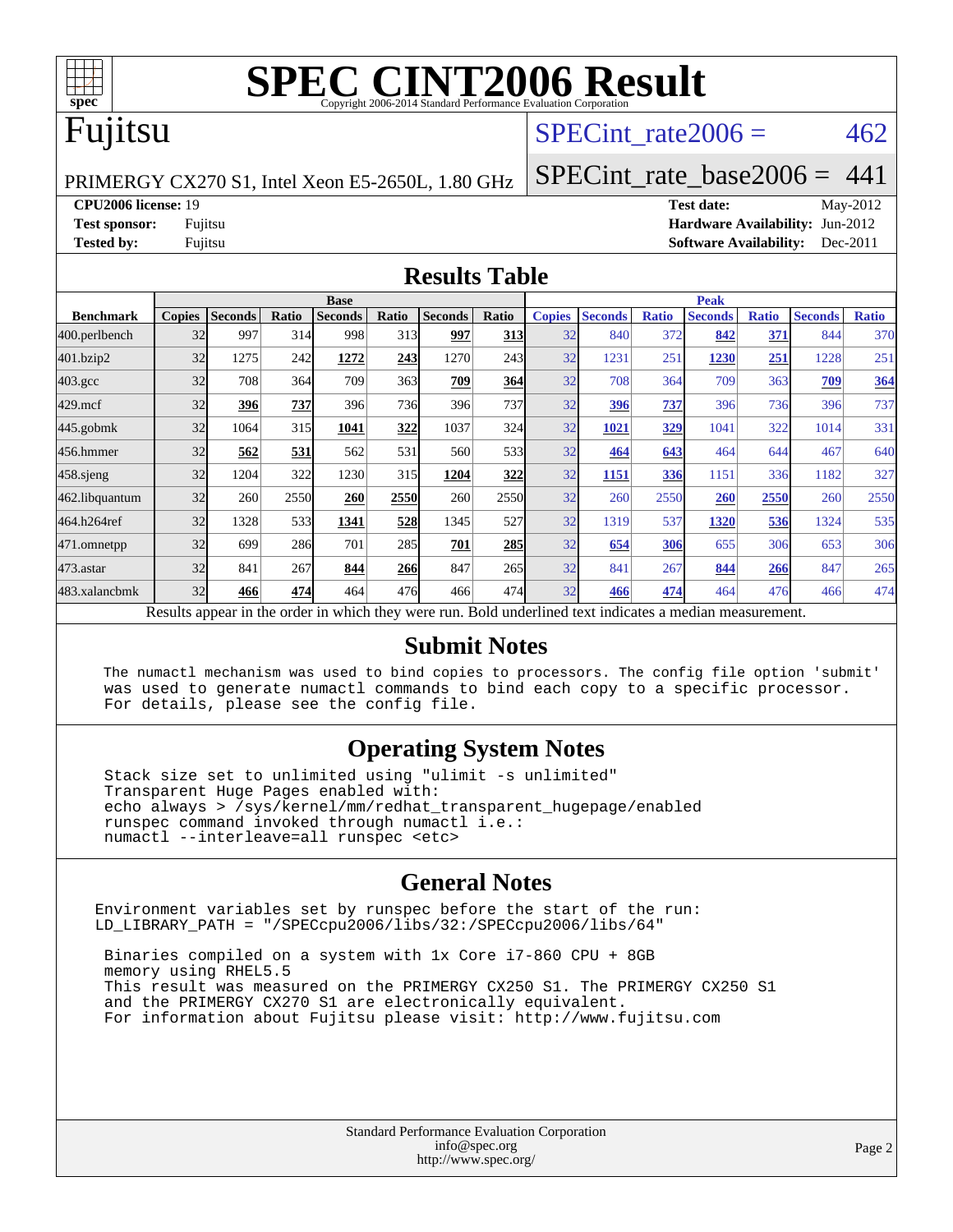# SPEC CINT2006 Result

Copyright 2006-2014 Standard Performance Evaluation Corporation

## Fujitsu

PRIMERGY CX270 S1, Intel Xeon E5-2650L, 1.80 GHz

SPECint_rate2006 = 462

SPECint_rate_base2006 = 441

**CPU2006 license:** 19
**Test sponsor:** Fujitsu
**Tested by:** Fujitsu

**Test date:** May-2012
**Hardware Availability:** Jun-2012
**Software Availability:** Dec-2011

## Results Table

| Benchmark | Base | | | | | | | Peak | | | | | | |
|---|---|---|---|---|---|---|---|---|---|---|---|---|---|---|
| | Copies | Seconds | Ratio | Seconds | Ratio | Seconds | Ratio | Copies | Seconds | Ratio | Seconds | Ratio | Seconds | Ratio |
| 400.perlbench | 32 | 997 | 314 | 998 | 313 | **997** | **313** | 32 | 840 | 372 | **842** | **371** | 844 | 370 |
| 401.bzip2 | 32 | 1275 | 242 | **1272** | **243** | 1270 | 243 | 32 | 1231 | 251 | **1230** | **251** | 1228 | 251 |
| 403.gcc | 32 | 708 | 364 | 709 | 363 | **709** | **364** | 32 | 708 | 364 | 709 | 363 | **709** | **364** |
| 429.mcf | 32 | **396** | **737** | 396 | 736 | 396 | 737 | 32 | **396** | **737** | 396 | 736 | 396 | 737 |
| 445.gobmk | 32 | 1064 | 315 | **1041** | **322** | 1037 | 324 | 32 | **1021** | **329** | 1041 | 322 | 1014 | 331 |
| 456.hmmer | 32 | **562** | **531** | 562 | 531 | 560 | 533 | 32 | **464** | **643** | 464 | 644 | 467 | 640 |
| 458.sjeng | 32 | 1204 | 322 | 1230 | 315 | **1204** | **322** | 32 | **1151** | **336** | 1151 | 336 | 1182 | 327 |
| 462.libquantum | 32 | 260 | 2550 | **260** | **2550** | 260 | 2550 | 32 | 260 | 2550 | **260** | **2550** | 260 | 2550 |
| 464.h264ref | 32 | 1328 | 533 | **1341** | **528** | 1345 | 527 | 32 | 1319 | 537 | **1320** | **536** | 1324 | 535 |
| 471.omnetpp | 32 | 699 | 286 | 701 | 285 | **701** | **285** | 32 | **654** | **306** | 655 | 306 | 653 | 306 |
| 473.astar | 32 | 841 | 267 | **844** | **266** | 847 | 265 | 32 | 841 | 267 | **844** | **266** | 847 | 265 |
| 483.xalancbmk | 32 | **466** | **474** | 464 | 476 | 466 | 474 | 32 | **466** | **474** | 464 | 476 | 466 | 474 |

Results appear in the order in which they were run. Bold underlined text indicates a median measurement.

## Submit Notes

```
The numactl mechanism was used to bind copies to processors. The config file option 'submit'
was used to generate numactl commands to bind each copy to a specific processor.
For details, please see the config file.
```

## Operating System Notes

```
Stack size set to unlimited using "ulimit -s unlimited"
Transparent Huge Pages enabled with:
echo always > /sys/kernel/mm/redhat_transparent_hugepage/enabled
runspec command invoked through numactl i.e.:
numactl --interleave=all runspec <etc>
```

## General Notes

```
Environment variables set by runspec before the start of the run:
LD_LIBRARY_PATH = "/SPECcpu2006/libs/32:/SPECcpu2006/libs/64"

Binaries compiled on a system with 1x Core i7-860 CPU + 8GB
memory using RHEL5.5
This result was measured on the PRIMERGY CX250 S1. The PRIMERGY CX250 S1
and the PRIMERGY CX270 S1 are electronically equivalent.
For information about Fujitsu please visit: http://www.fujitsu.com
```

Standard Performance Evaluation Corporation
info@spec.org
http://www.spec.org/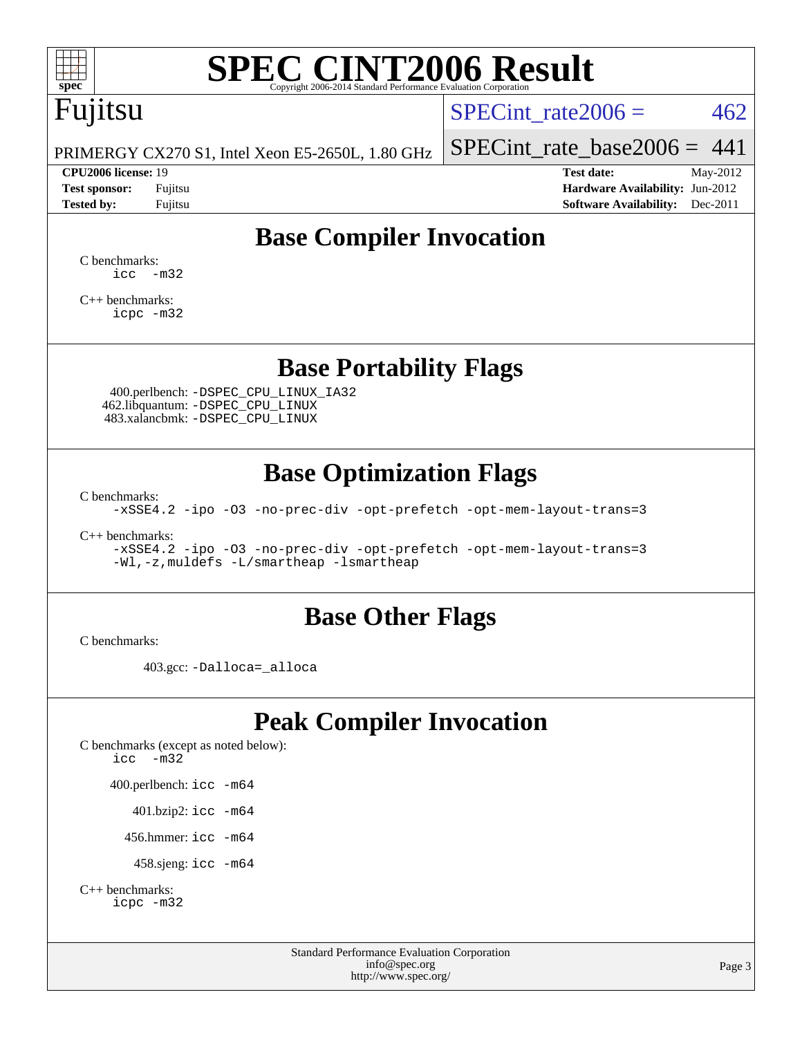# SPEC CINT2006 Result

Copyright 2006-2014 Standard Performance Evaluation Corporation

**Fujitsu**

PRIMERGY CX270 S1, Intel Xeon E5-2650L, 1.80 GHz

SPECint_rate2006 = 462

SPECint_rate_base2006 = 441

| | | | |
|---|---|---|---|
| **CPU2006 license:** 19 | | **Test date:** | May-2012 |
| **Test sponsor:** | Fujitsu | **Hardware Availability:** | Jun-2012 |
| **Tested by:** | Fujitsu | **Software Availability:** | Dec-2011 |

## Base Compiler Invocation

C benchmarks:
```
icc  -m32
```

C++ benchmarks:
```
icpc -m32
```

## Base Portability Flags

400.perlbench: `-DSPEC_CPU_LINUX_IA32`
462.libquantum: `-DSPEC_CPU_LINUX`
483.xalancbmk: `-DSPEC_CPU_LINUX`

## Base Optimization Flags

C benchmarks:
```
-xSSE4.2 -ipo -O3 -no-prec-div -opt-prefetch -opt-mem-layout-trans=3
```

C++ benchmarks:
```
-xSSE4.2 -ipo -O3 -no-prec-div -opt-prefetch -opt-mem-layout-trans=3
-Wl,-z,muldefs -L/smartheap -lsmartheap
```

## Base Other Flags

C benchmarks:

403.gcc: `-Dalloca=_alloca`

## Peak Compiler Invocation

C benchmarks (except as noted below):
```
icc  -m32
```

400.perlbench: `icc -m64`

401.bzip2: `icc -m64`

456.hmmer: `icc -m64`

458.sjeng: `icc -m64`

C++ benchmarks:
```
icpc -m32
```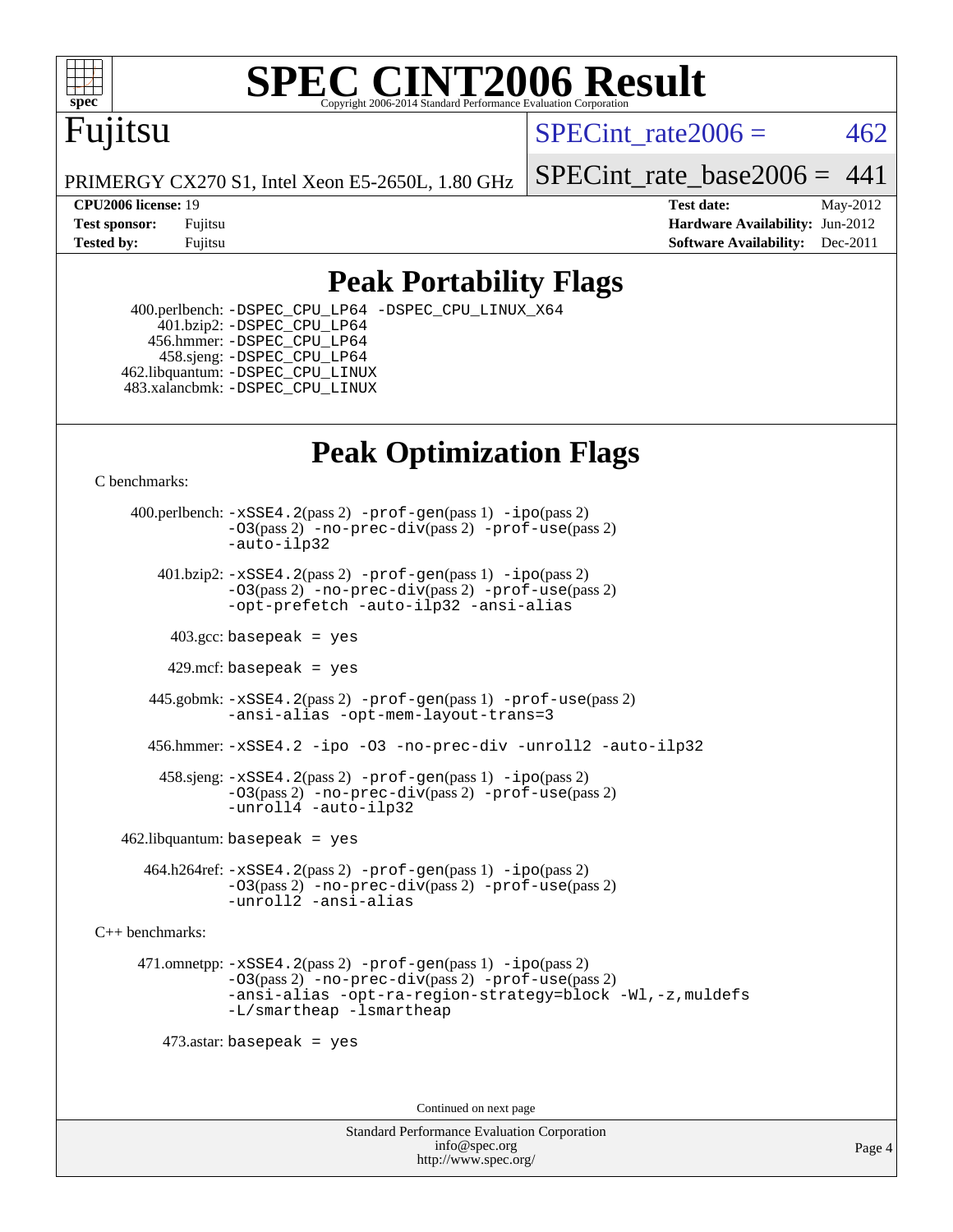# SPEC CINT2006 Result

Copyright 2006-2014 Standard Performance Evaluation Corporation

## Fujitsu

PRIMERGY CX270 S1, Intel Xeon E5-2650L, 1.80 GHz

SPECint_rate2006 = 462

SPECint_rate_base2006 = 441

| | | | |
|---|---|---|---|
| **CPU2006 license:** | 19 | **Test date:** | May-2012 |
| **Test sponsor:** | Fujitsu | **Hardware Availability:** | Jun-2012 |
| **Tested by:** | Fujitsu | **Software Availability:** | Dec-2011 |

## Peak Portability Flags

400.perlbench: -DSPEC_CPU_LP64 -DSPEC_CPU_LINUX_X64
401.bzip2: -DSPEC_CPU_LP64
456.hmmer: -DSPEC_CPU_LP64
458.sjeng: -DSPEC_CPU_LP64
462.libquantum: -DSPEC_CPU_LINUX
483.xalancbmk: -DSPEC_CPU_LINUX

## Peak Optimization Flags

C benchmarks:

400.perlbench: -xSSE4.2(pass 2) -prof-gen(pass 1) -ipo(pass 2) -O3(pass 2) -no-prec-div(pass 2) -prof-use(pass 2) -auto-ilp32

401.bzip2: -xSSE4.2(pass 2) -prof-gen(pass 1) -ipo(pass 2) -O3(pass 2) -no-prec-div(pass 2) -prof-use(pass 2) -opt-prefetch -auto-ilp32 -ansi-alias

403.gcc: basepeak = yes

429.mcf: basepeak = yes

445.gobmk: -xSSE4.2(pass 2) -prof-gen(pass 1) -prof-use(pass 2) -ansi-alias -opt-mem-layout-trans=3

456.hmmer: -xSSE4.2 -ipo -O3 -no-prec-div -unroll2 -auto-ilp32

458.sjeng: -xSSE4.2(pass 2) -prof-gen(pass 1) -ipo(pass 2) -O3(pass 2) -no-prec-div(pass 2) -prof-use(pass 2) -unroll4 -auto-ilp32

462.libquantum: basepeak = yes

464.h264ref: -xSSE4.2(pass 2) -prof-gen(pass 1) -ipo(pass 2) -O3(pass 2) -no-prec-div(pass 2) -prof-use(pass 2) -unroll2 -ansi-alias

C++ benchmarks:

471.omnetpp: -xSSE4.2(pass 2) -prof-gen(pass 1) -ipo(pass 2) -O3(pass 2) -no-prec-div(pass 2) -prof-use(pass 2) -ansi-alias -opt-ra-region-strategy=block -Wl,-z,muldefs -L/smartheap -lsmartheap

473.astar: basepeak = yes

Continued on next page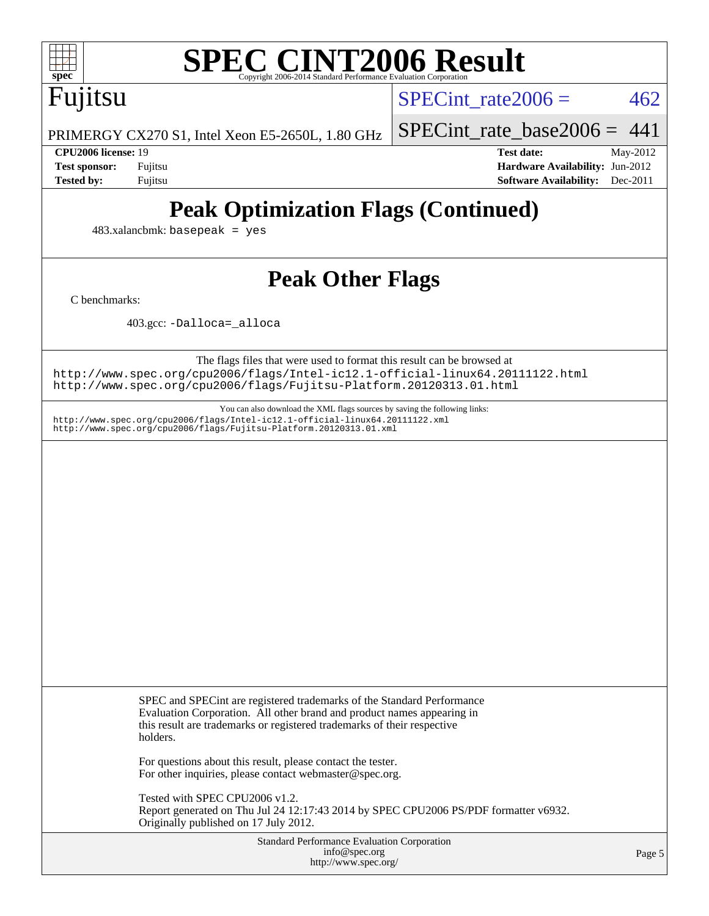# Peak Optimization Flags (Continued)

483.xalancbmk: basepeak = yes

# Peak Other Flags

C benchmarks:

403.gcc: -Dalloca=_alloca

The flags files that were used to format this result can be browsed at
http://www.spec.org/cpu2006/flags/Intel-ic12.1-official-linux64.20111122.html
http://www.spec.org/cpu2006/flags/Fujitsu-Platform.20120313.01.html

You can also download the XML flags sources by saving the following links:
http://www.spec.org/cpu2006/flags/Intel-ic12.1-official-linux64.20111122.xml
http://www.spec.org/cpu2006/flags/Fujitsu-Platform.20120313.01.xml

SPEC and SPECint are registered trademarks of the Standard Performance Evaluation Corporation. All other brand and product names appearing in this result are trademarks or registered trademarks of their respective holders.

For questions about this result, please contact the tester.
For other inquiries, please contact webmaster@spec.org.

Tested with SPEC CPU2006 v1.2.
Report generated on Thu Jul 24 12:17:43 2014 by SPEC CPU2006 PS/PDF formatter v6932.
Originally published on 17 July 2012.